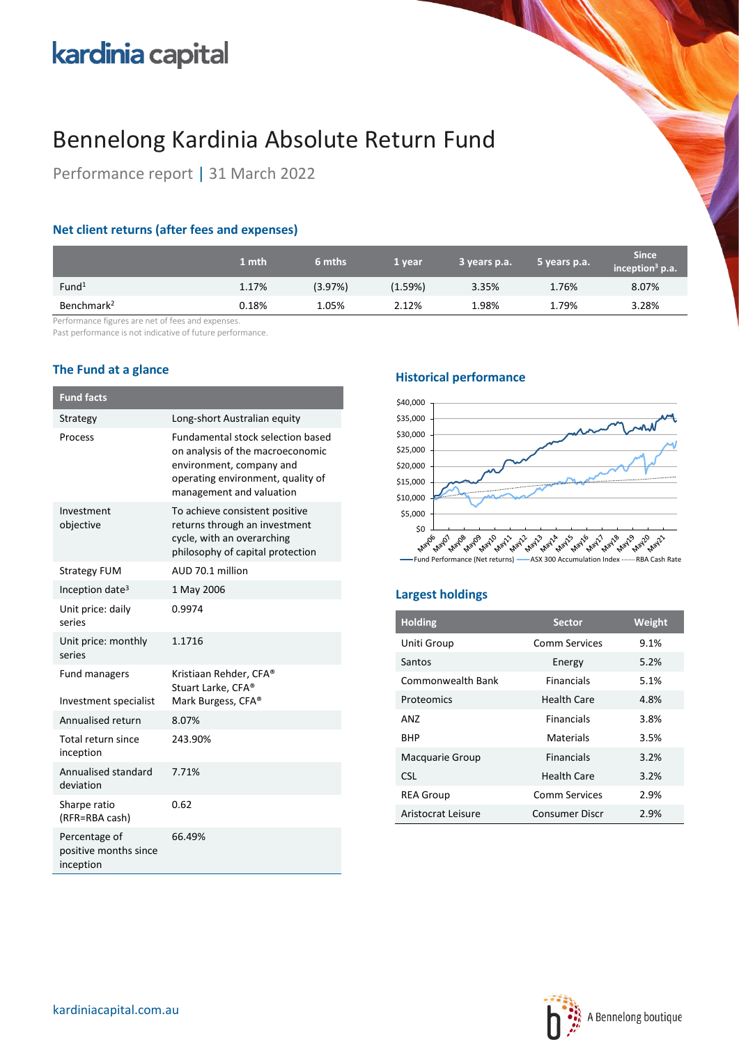kardinia capital

# Bennelong Kardinia Absolute Return Fund

Performance report | 31 March 2022

## Net client returns (after fees and expenses)

| | 1 mth | 6 mths | 1 year | 3 years p.a. | 5 years p.a. | Since inception[3] p.a. |
|---|---|---|---|---|---|---|
| Fund[1] | 1.17% | (3.97%) | (1.59%) | 3.35% | 1.76% | 8.07% |
| Benchmark[2] | 0.18% | 1.05% | 2.12% | 1.98% | 1.79% | 3.28% |

Performance figures are net of fees and expenses.
Past performance is not indicative of future performance.

## The Fund at a glance

| Fund facts | |
|---|---|
| Strategy | Long-short Australian equity |
| Process | Fundamental stock selection based on analysis of the macroeconomic environment, company and operating environment, quality of management and valuation |
| Investment objective | To achieve consistent positive returns through an investment cycle, with an overarching philosophy of capital protection |
| Strategy FUM | AUD 70.1 million |
| Inception date[3] | 1 May 2006 |
| Unit price: daily series | 0.9974 |
| Unit price: monthly series | 1.1716 |
| Fund managers | Kristiaan Rehder, CFA® Stuart Larke, CFA® |
| Investment specialist | Mark Burgess, CFA® |
| Annualised return | 8.07% |
| Total return since inception | 243.90% |
| Annualised standard deviation | 7.71% |
| Sharpe ratio (RFR=RBA cash) | 0.62 |
| Percentage of positive months since inception | 66.49% |

## Historical performance

Fund Performance (Net returns) — ASX 300 Accumulation Index — RBA Cash Rate

## Largest holdings

| Holding | Sector | Weight |
|---|---|---|
| Uniti Group | Comm Services | 9.1% |
| Santos | Energy | 5.2% |
| Commonwealth Bank | Financials | 5.1% |
| Proteomics | Health Care | 4.8% |
| ANZ | Financials | 3.8% |
| BHP | Materials | 3.5% |
| Macquarie Group | Financials | 3.2% |
| CSL | Health Care | 3.2% |
| REA Group | Comm Services | 2.9% |
| Aristocrat Leisure | Consumer Discr | 2.9% |

kardiniacapital.com.au

A Bennelong boutique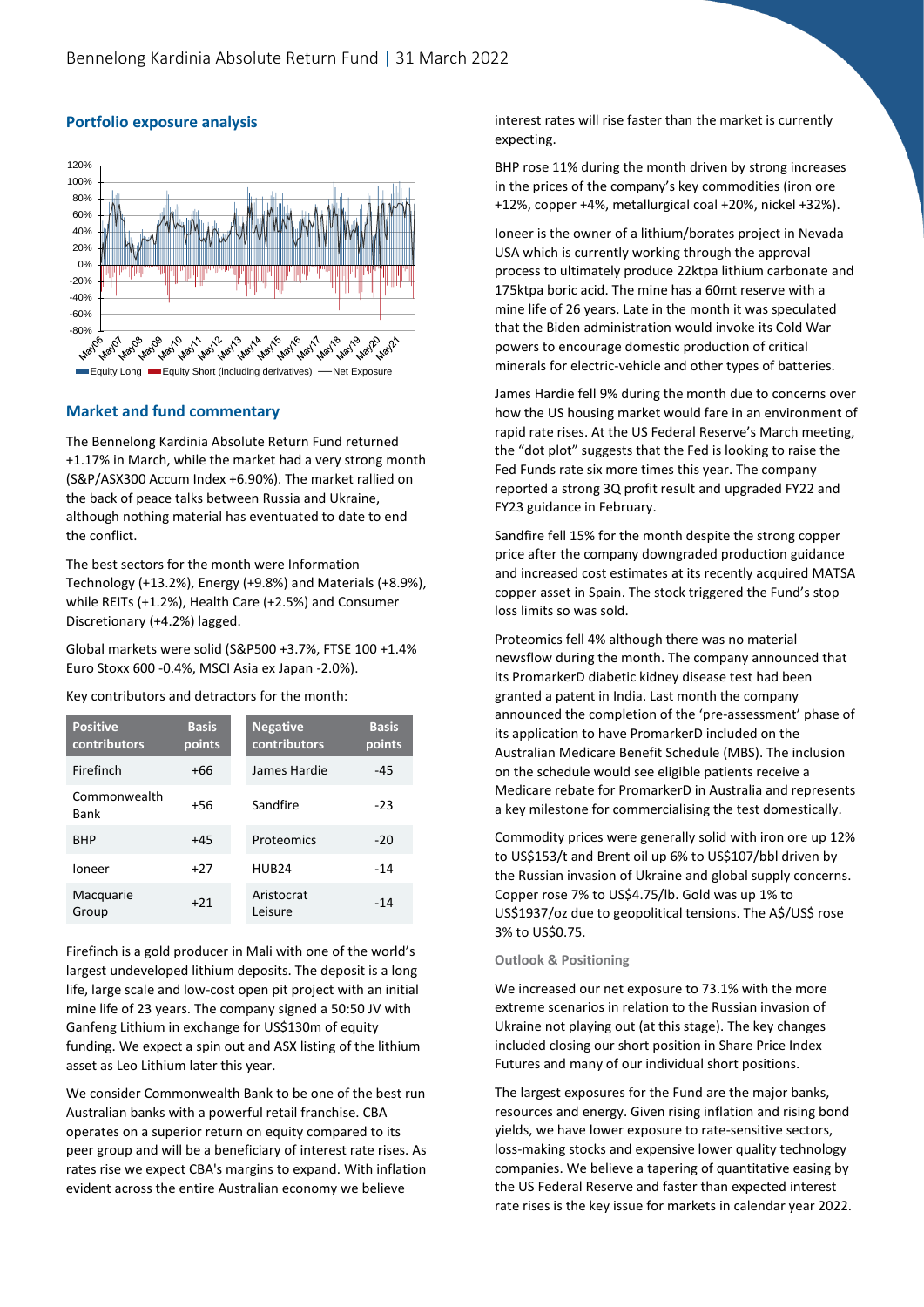## Portfolio exposure analysis

## Market and fund commentary

The Bennelong Kardinia Absolute Return Fund returned +1.17% in March, while the market had a very strong month (S&P/ASX300 Accum Index +6.90%). The market rallied on the back of peace talks between Russia and Ukraine, although nothing material has eventuated to date to end the conflict.

The best sectors for the month were Information Technology (+13.2%), Energy (+9.8%) and Materials (+8.9%), while REITs (+1.2%), Health Care (+2.5%) and Consumer Discretionary (+4.2%) lagged.

Global markets were solid (S&P500 +3.7%, FTSE 100 +1.4% Euro Stoxx 600 -0.4%, MSCI Asia ex Japan -2.0%).

Key contributors and detractors for the month:

| Positive contributors | Basis points | Negative contributors | Basis points |
|---|---|---|---|
| Firefinch | +66 | James Hardie | -45 |
| Commonwealth Bank | +56 | Sandfire | -23 |
| BHP | +45 | Proteomics | -20 |
| Ioneer | +27 | HUB24 | -14 |
| Macquarie Group | +21 | Aristocrat Leisure | -14 |

Firefinch is a gold producer in Mali with one of the world's largest undeveloped lithium deposits. The deposit is a long life, large scale and low-cost open pit project with an initial mine life of 23 years. The company signed a 50:50 JV with Ganfeng Lithium in exchange for US$130m of equity funding. We expect a spin out and ASX listing of the lithium asset as Leo Lithium later this year.

We consider Commonwealth Bank to be one of the best run Australian banks with a powerful retail franchise. CBA operates on a superior return on equity compared to its peer group and will be a beneficiary of interest rate rises. As rates rise we expect CBA's margins to expand. With inflation evident across the entire Australian economy we believe interest rates will rise faster than the market is currently expecting.

BHP rose 11% during the month driven by strong increases in the prices of the company's key commodities (iron ore +12%, copper +4%, metallurgical coal +20%, nickel +32%).

Ioneer is the owner of a lithium/borates project in Nevada USA which is currently working through the approval process to ultimately produce 22ktpa lithium carbonate and 175ktpa boric acid. The mine has a 60mt reserve with a mine life of 26 years. Late in the month it was speculated that the Biden administration would invoke its Cold War powers to encourage domestic production of critical minerals for electric-vehicle and other types of batteries.

James Hardie fell 9% during the month due to concerns over how the US housing market would fare in an environment of rapid rate rises. At the US Federal Reserve's March meeting, the "dot plot" suggests that the Fed is looking to raise the Fed Funds rate six more times this year. The company reported a strong 3Q profit result and upgraded FY22 and FY23 guidance in February.

Sandfire fell 15% for the month despite the strong copper price after the company downgraded production guidance and increased cost estimates at its recently acquired MATSA copper asset in Spain. The stock triggered the Fund's stop loss limits so was sold.

Proteomics fell 4% although there was no material newsflow during the month. The company announced that its PromarkerD diabetic kidney disease test had been granted a patent in India. Last month the company announced the completion of the 'pre-assessment' phase of its application to have PromarkerD included on the Australian Medicare Benefit Schedule (MBS). The inclusion on the schedule would see eligible patients receive a Medicare rebate for PromarkerD in Australia and represents a key milestone for commercialising the test domestically.

Commodity prices were generally solid with iron ore up 12% to US$153/t and Brent oil up 6% to US$107/bbl driven by the Russian invasion of Ukraine and global supply concerns. Copper rose 7% to US$4.75/lb. Gold was up 1% to US$1937/oz due to geopolitical tensions. The A$/US$ rose 3% to US$0.75.

### Outlook & Positioning

We increased our net exposure to 73.1% with the more extreme scenarios in relation to the Russian invasion of Ukraine not playing out (at this stage). The key changes included closing our short position in Share Price Index Futures and many of our individual short positions.

The largest exposures for the Fund are the major banks, resources and energy. Given rising inflation and rising bond yields, we have lower exposure to rate-sensitive sectors, loss-making stocks and expensive lower quality technology companies. We believe a tapering of quantitative easing by the US Federal Reserve and faster than expected interest rate rises is the key issue for markets in calendar year 2022.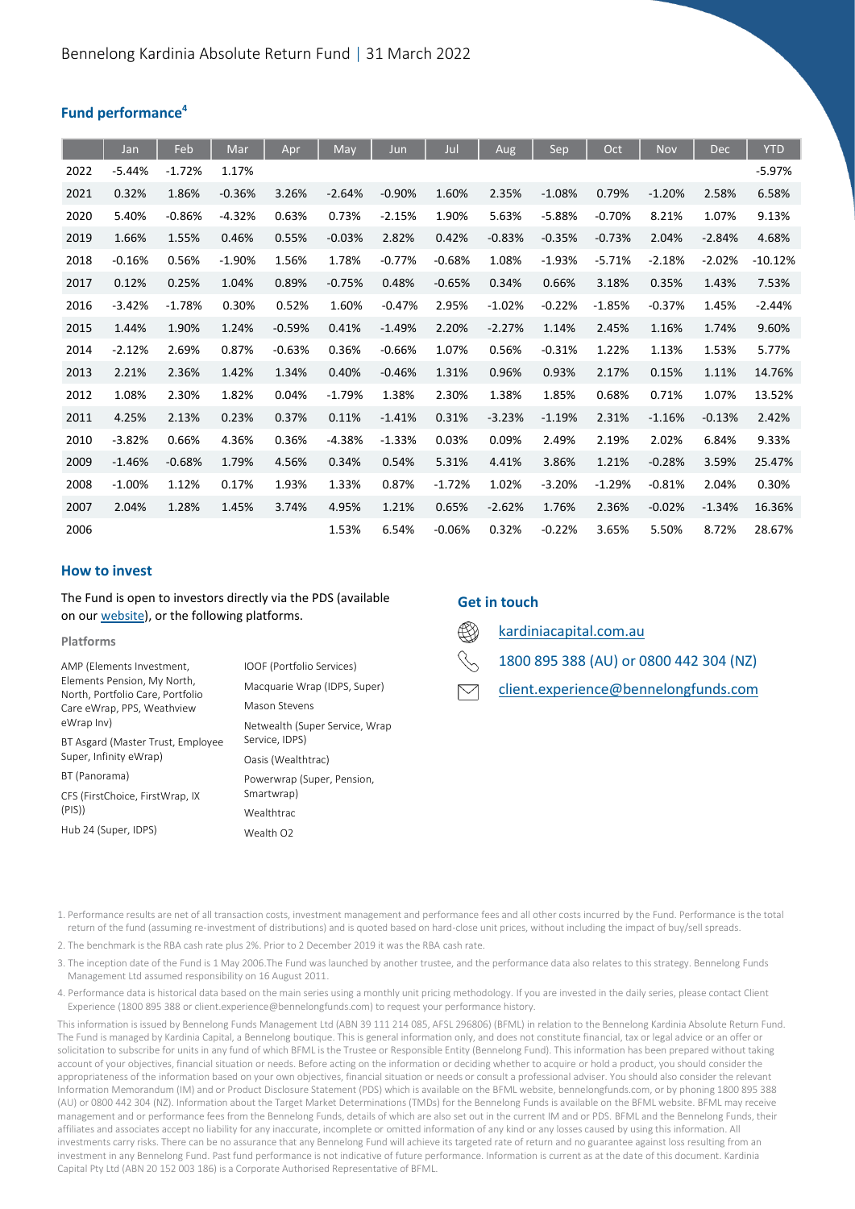## Fund performance[4]

| | Jan | Feb | Mar | Apr | May | Jun | Jul | Aug | Sep | Oct | Nov | Dec | YTD |
|---|---|---|---|---|---|---|---|---|---|---|---|---|---|
| 2022 | -5.44% | -1.72% | 1.17% | | | | | | | | | | -5.97% |
| 2021 | 0.32% | 1.86% | -0.36% | 3.26% | -2.64% | -0.90% | 1.60% | 2.35% | -1.08% | 0.79% | -1.20% | 2.58% | 6.58% |
| 2020 | 5.40% | -0.86% | -4.32% | 0.63% | 0.73% | -2.15% | 1.90% | 5.63% | -5.88% | -0.70% | 8.21% | 1.07% | 9.13% |
| 2019 | 1.66% | 1.55% | 0.46% | 0.55% | -0.03% | 2.82% | 0.42% | -0.83% | -0.35% | -0.73% | 2.04% | -2.84% | 4.68% |
| 2018 | -0.16% | 0.56% | -1.90% | 1.56% | 1.78% | -0.77% | -0.68% | 1.08% | -1.93% | -5.71% | -2.18% | -2.02% | -10.12% |
| 2017 | 0.12% | 0.25% | 1.04% | 0.89% | -0.75% | 0.48% | -0.65% | 0.34% | 0.66% | 3.18% | 0.35% | 1.43% | 7.53% |
| 2016 | -3.42% | -1.78% | 0.30% | 0.52% | 1.60% | -0.47% | 2.95% | -1.02% | -0.22% | -1.85% | -0.37% | 1.45% | -2.44% |
| 2015 | 1.44% | 1.90% | 1.24% | -0.59% | 0.41% | -1.49% | 2.20% | -2.27% | 1.14% | 2.45% | 1.16% | 1.74% | 9.60% |
| 2014 | -2.12% | 2.69% | 0.87% | -0.63% | 0.36% | -0.66% | 1.07% | 0.56% | -0.31% | 1.22% | 1.13% | 1.53% | 5.77% |
| 2013 | 2.21% | 2.36% | 1.42% | 1.34% | 0.40% | -0.46% | 1.31% | 0.96% | 0.93% | 2.17% | 0.15% | 1.11% | 14.76% |
| 2012 | 1.08% | 2.30% | 1.82% | 0.04% | -1.79% | 1.38% | 2.30% | 1.38% | 1.85% | 0.68% | 0.71% | 1.07% | 13.52% |
| 2011 | 4.25% | 2.13% | 0.23% | 0.37% | 0.11% | -1.41% | 0.31% | -3.23% | -1.19% | 2.31% | -1.16% | -0.13% | 2.42% |
| 2010 | -3.82% | 0.66% | 4.36% | 0.36% | -4.38% | -1.33% | 0.03% | 0.09% | 2.49% | 2.19% | 2.02% | 6.84% | 9.33% |
| 2009 | -1.46% | -0.68% | 1.79% | 4.56% | 0.34% | 0.54% | 5.31% | 4.41% | 3.86% | 1.21% | -0.28% | 3.59% | 25.47% |
| 2008 | -1.00% | 1.12% | 0.17% | 1.93% | 1.33% | 0.87% | -1.72% | 1.02% | -3.20% | -1.29% | -0.81% | 2.04% | 0.30% |
| 2007 | 2.04% | 1.28% | 1.45% | 3.74% | 4.95% | 1.21% | 0.65% | -2.62% | 1.76% | 2.36% | -0.02% | -1.34% | 16.36% |
| 2006 | | | | | 1.53% | 6.54% | -0.06% | 0.32% | -0.22% | 3.65% | 5.50% | 8.72% | 28.67% |

## How to invest

The Fund is open to investors directly via the PDS (available on our website), or the following platforms.

**Platforms**

- AMP (Elements Investment, Elements Pension, My North, North, Portfolio Care, Portfolio Care eWrap, PPS, Weathview eWrap Inv)
- BT Asgard (Master Trust, Employee Super, Infinity eWrap)
- BT (Panorama)
- CFS (FirstChoice, FirstWrap, IX (PIS))
- Hub 24 (Super, IDPS)
- IOOF (Portfolio Services)
- Macquarie Wrap (IDPS, Super)
- Mason Stevens
- Netwealth (Super Service, Wrap Service, IDPS)
- Oasis (Wealthtrac)
- Powerwrap (Super, Pension, Smartwrap)
- Wealthtrac
- Wealth O2

## Get in touch

kardiniacapital.com.au

1800 895 388 (AU) or 0800 442 304 (NZ)

client.experience@bennelongfunds.com

1. Performance results are net of all transaction costs, investment management and performance fees and all other costs incurred by the Fund. Performance is the total return of the fund (assuming re-investment of distributions) and is quoted based on hard-close unit prices, without including the impact of buy/sell spreads.
2. The benchmark is the RBA cash rate plus 2%. Prior to 2 December 2019 it was the RBA cash rate.
3. The inception date of the Fund is 1 May 2006.The Fund was launched by another trustee, and the performance data also relates to this strategy. Bennelong Funds Management Ltd assumed responsibility on 16 August 2011.
4. Performance data is historical data based on the main series using a monthly unit pricing methodology. If you are invested in the daily series, please contact Client Experience (1800 895 388 or client.experience@bennelongfunds.com) to request your performance history.

This information is issued by Bennelong Funds Management Ltd (ABN 39 111 214 085, AFSL 296806) (BFML) in relation to the Bennelong Kardinia Absolute Return Fund. The Fund is managed by Kardinia Capital, a Bennelong boutique. This is general information only, and does not constitute financial, tax or legal advice or an offer or solicitation to subscribe for units in any fund of which BFML is the Trustee or Responsible Entity (Bennelong Fund). This information has been prepared without taking account of your objectives, financial situation or needs. Before acting on the information or deciding whether to acquire or hold a product, you should consider the appropriateness of the information based on your own objectives, financial situation or needs or consult a professional adviser. You should also consider the relevant Information Memorandum (IM) and or Product Disclosure Statement (PDS) which is available on the BFML website, bennelongfunds.com, or by phoning 1800 895 388 (AU) or 0800 442 304 (NZ). Information about the Target Market Determinations (TMDs) for the Bennelong Funds is available on the BFML website. BFML may receive management and or performance fees from the Bennelong Funds, details of which are also set out in the current IM and or PDS. BFML and the Bennelong Funds, their affiliates and associates accept no liability for any inaccurate, incomplete or omitted information of any kind or any losses caused by using this information. All investments carry risks. There can be no assurance that any Bennelong Fund will achieve its targeted rate of return and no guarantee against loss resulting from an investment in any Bennelong Fund. Past fund performance is not indicative of future performance. Information is current as at the date of this document. Kardinia Capital Pty Ltd (ABN 20 152 003 186) is a Corporate Authorised Representative of BFML.